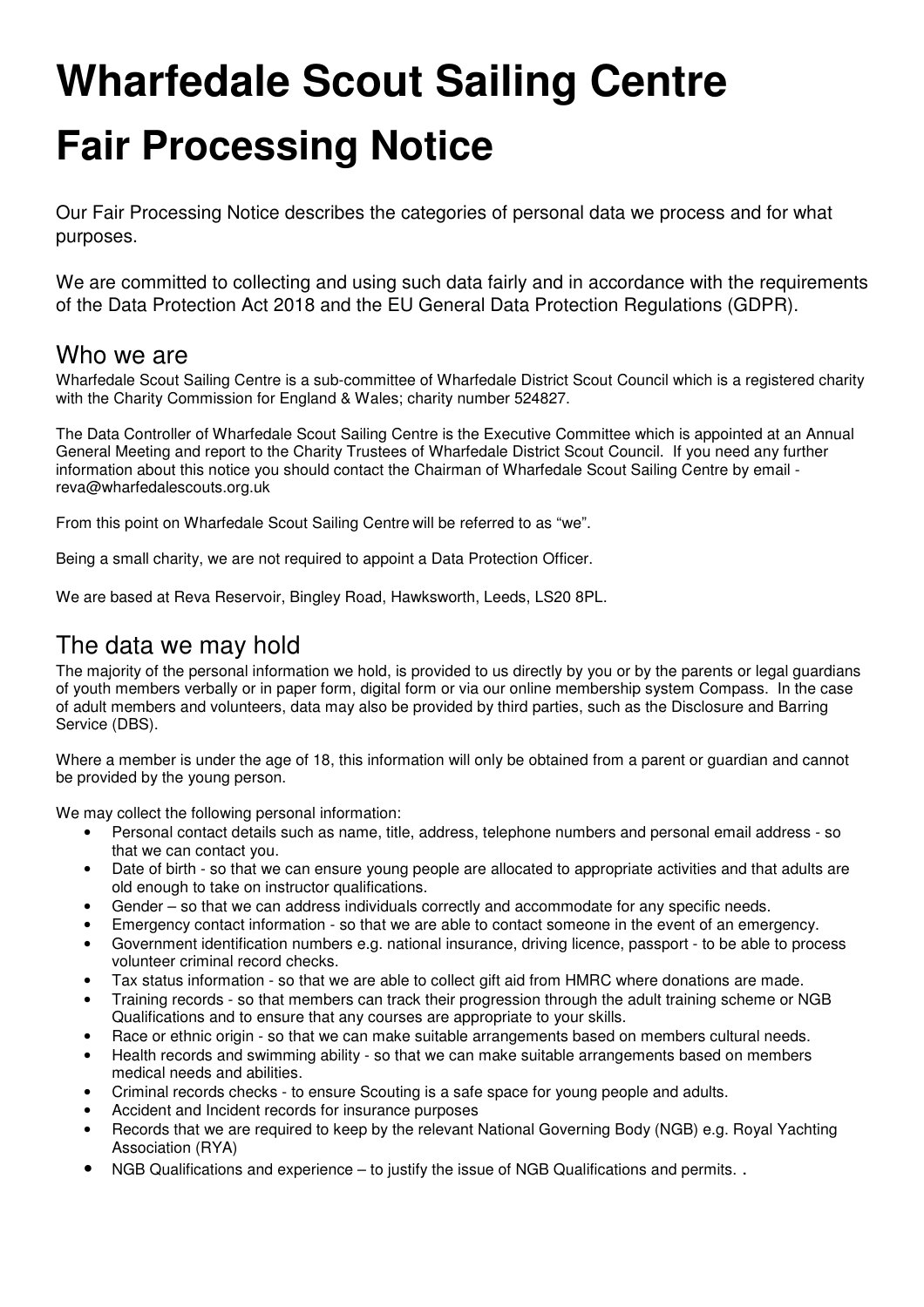# Wharfedale Scout Sailing Centre

# Fair Processing Notice

Our Fair Processing Notice describes the categories of personal data we process and for what purposes.

We are committed to collecting and using such data fairly and in accordance with the requirements of the Data Protection Act 2018 and the EU General Data Protection Regulations (GDPR).

## Who we are

Wharfedale Scout Sailing Centre is a sub-committee of Wharfedale District Scout Council which is a registered charity with the Charity Commission for England & Wales; charity number 524827.

The Data Controller of Wharfedale Scout Sailing Centre is the Executive Committee which is appointed at an Annual General Meeting and report to the Charity Trustees of Wharfedale District Scout Council. If you need any further information about this notice you should contact the Chairman of Wharfedale Scout Sailing Centre by email - reva@wharfedalescouts.org.uk

From this point on Wharfedale Scout Sailing Centre will be referred to as "we".

Being a small charity, we are not required to appoint a Data Protection Officer.

We are based at Reva Reservoir, Bingley Road, Hawksworth, Leeds, LS20 8PL.

## The data we may hold

The majority of the personal information we hold, is provided to us directly by you or by the parents or legal guardians of youth members verbally or in paper form, digital form or via our online membership system Compass. In the case of adult members and volunteers, data may also be provided by third parties, such as the Disclosure and Barring Service (DBS).

Where a member is under the age of 18, this information will only be obtained from a parent or guardian and cannot be provided by the young person.

We may collect the following personal information:

- Personal contact details such as name, title, address, telephone numbers and personal email address - so that we can contact you.
- Date of birth - so that we can ensure young people are allocated to appropriate activities and that adults are old enough to take on instructor qualifications.
- Gender – so that we can address individuals correctly and accommodate for any specific needs.
- Emergency contact information - so that we are able to contact someone in the event of an emergency.
- Government identification numbers e.g. national insurance, driving licence, passport - to be able to process volunteer criminal record checks.
- Tax status information - so that we are able to collect gift aid from HMRC where donations are made.
- Training records - so that members can track their progression through the adult training scheme or NGB Qualifications and to ensure that any courses are appropriate to your skills.
- Race or ethnic origin - so that we can make suitable arrangements based on members cultural needs.
- Health records and swimming ability - so that we can make suitable arrangements based on members medical needs and abilities.
- Criminal records checks - to ensure Scouting is a safe space for young people and adults.
- Accident and Incident records for insurance purposes
- Records that we are required to keep by the relevant National Governing Body (NGB) e.g. Royal Yachting Association (RYA)
- NGB Qualifications and experience – to justify the issue of NGB Qualifications and permits. .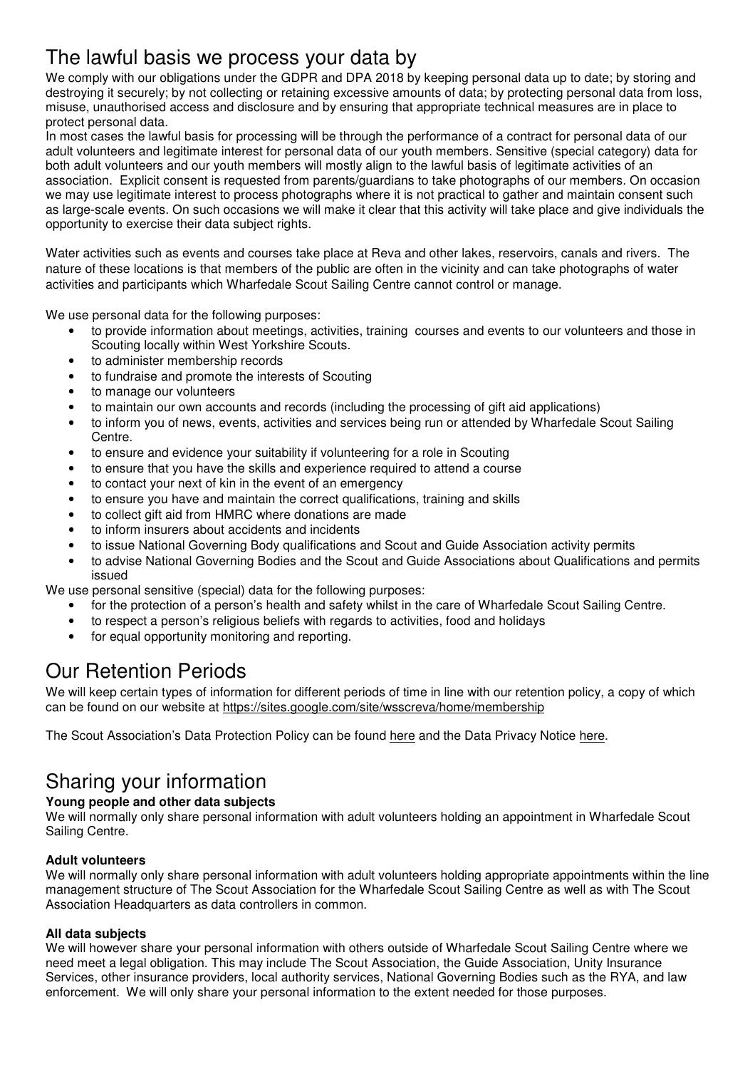# The lawful basis we process your data by

We comply with our obligations under the GDPR and DPA 2018 by keeping personal data up to date; by storing and destroying it securely; by not collecting or retaining excessive amounts of data; by protecting personal data from loss, misuse, unauthorised access and disclosure and by ensuring that appropriate technical measures are in place to protect personal data.

In most cases the lawful basis for processing will be through the performance of a contract for personal data of our adult volunteers and legitimate interest for personal data of our youth members. Sensitive (special category) data for both adult volunteers and our youth members will mostly align to the lawful basis of legitimate activities of an association. Explicit consent is requested from parents/guardians to take photographs of our members. On occasion we may use legitimate interest to process photographs where it is not practical to gather and maintain consent such as large-scale events. On such occasions we will make it clear that this activity will take place and give individuals the opportunity to exercise their data subject rights.

Water activities such as events and courses take place at Reva and other lakes, reservoirs, canals and rivers. The nature of these locations is that members of the public are often in the vicinity and can take photographs of water activities and participants which Wharfedale Scout Sailing Centre cannot control or manage.

We use personal data for the following purposes:

- to provide information about meetings, activities, training courses and events to our volunteers and those in Scouting locally within West Yorkshire Scouts.
- to administer membership records
- to fundraise and promote the interests of Scouting
- to manage our volunteers
- to maintain our own accounts and records (including the processing of gift aid applications)
- to inform you of news, events, activities and services being run or attended by Wharfedale Scout Sailing Centre.
- to ensure and evidence your suitability if volunteering for a role in Scouting
- to ensure that you have the skills and experience required to attend a course
- to contact your next of kin in the event of an emergency
- to ensure you have and maintain the correct qualifications, training and skills
- to collect gift aid from HMRC where donations are made
- to inform insurers about accidents and incidents
- to issue National Governing Body qualifications and Scout and Guide Association activity permits
- to advise National Governing Bodies and the Scout and Guide Associations about Qualifications and permits issued

We use personal sensitive (special) data for the following purposes:

- for the protection of a person's health and safety whilst in the care of Wharfedale Scout Sailing Centre.
- to respect a person's religious beliefs with regards to activities, food and holidays
- for equal opportunity monitoring and reporting.

# Our Retention Periods

We will keep certain types of information for different periods of time in line with our retention policy, a copy of which can be found on our website at https://sites.google.com/site/wsscreva/home/membership

The Scout Association's Data Protection Policy can be found here and the Data Privacy Notice here.

# Sharing your information

**Young people and other data subjects**

We will normally only share personal information with adult volunteers holding an appointment in Wharfedale Scout Sailing Centre.

**Adult volunteers**

We will normally only share personal information with adult volunteers holding appropriate appointments within the line management structure of The Scout Association for the Wharfedale Scout Sailing Centre as well as with The Scout Association Headquarters as data controllers in common.

**All data subjects**

We will however share your personal information with others outside of Wharfedale Scout Sailing Centre where we need meet a legal obligation. This may include The Scout Association, the Guide Association, Unity Insurance Services, other insurance providers, local authority services, National Governing Bodies such as the RYA, and law enforcement. We will only share your personal information to the extent needed for those purposes.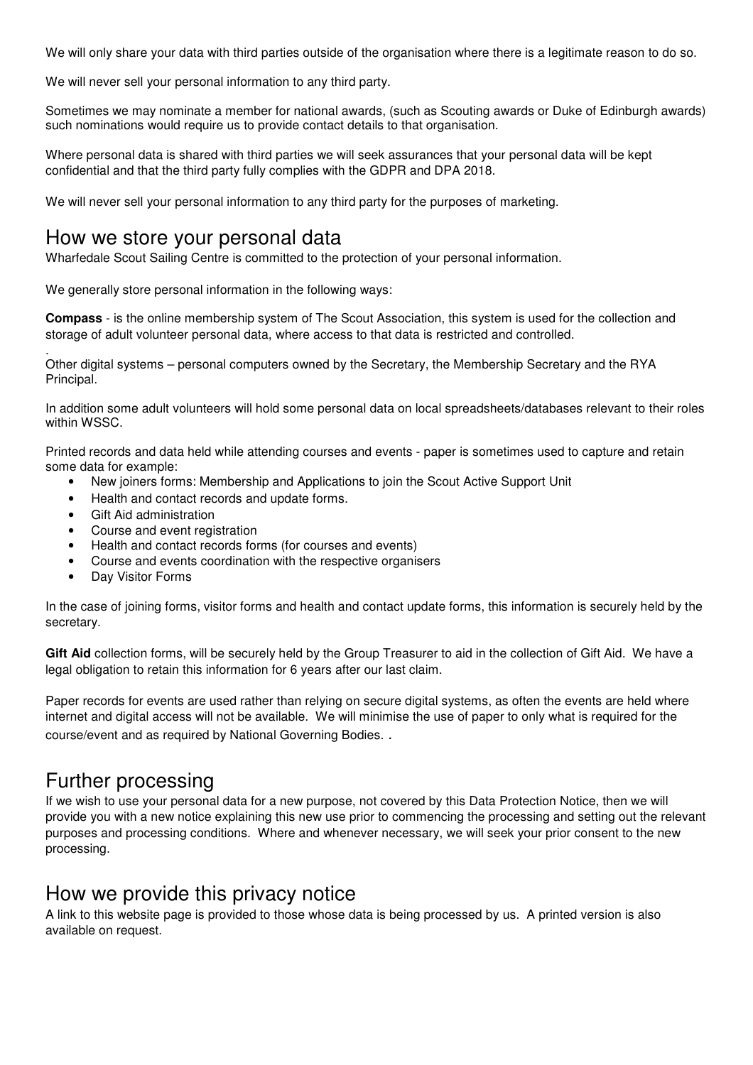We will only share your data with third parties outside of the organisation where there is a legitimate reason to do so.

We will never sell your personal information to any third party.

Sometimes we may nominate a member for national awards, (such as Scouting awards or Duke of Edinburgh awards) such nominations would require us to provide contact details to that organisation.

Where personal data is shared with third parties we will seek assurances that your personal data will be kept confidential and that the third party fully complies with the GDPR and DPA 2018.

We will never sell your personal information to any third party for the purposes of marketing.

## How we store your personal data

Wharfedale Scout Sailing Centre is committed to the protection of your personal information.

We generally store personal information in the following ways:

**Compass** - is the online membership system of The Scout Association, this system is used for the collection and storage of adult volunteer personal data, where access to that data is restricted and controlled.

.
Other digital systems – personal computers owned by the Secretary, the Membership Secretary and the RYA Principal.

In addition some adult volunteers will hold some personal data on local spreadsheets/databases relevant to their roles within WSSC.

Printed records and data held while attending courses and events - paper is sometimes used to capture and retain some data for example:

- New joiners forms: Membership and Applications to join the Scout Active Support Unit
- Health and contact records and update forms.
- Gift Aid administration
- Course and event registration
- Health and contact records forms (for courses and events)
- Course and events coordination with the respective organisers
- Day Visitor Forms

In the case of joining forms, visitor forms and health and contact update forms, this information is securely held by the secretary.

**Gift Aid** collection forms, will be securely held by the Group Treasurer to aid in the collection of Gift Aid. We have a legal obligation to retain this information for 6 years after our last claim.

Paper records for events are used rather than relying on secure digital systems, as often the events are held where internet and digital access will not be available. We will minimise the use of paper to only what is required for the course/event and as required by National Governing Bodies. .

## Further processing

If we wish to use your personal data for a new purpose, not covered by this Data Protection Notice, then we will provide you with a new notice explaining this new use prior to commencing the processing and setting out the relevant purposes and processing conditions. Where and whenever necessary, we will seek your prior consent to the new processing.

## How we provide this privacy notice

A link to this website page is provided to those whose data is being processed by us. A printed version is also available on request.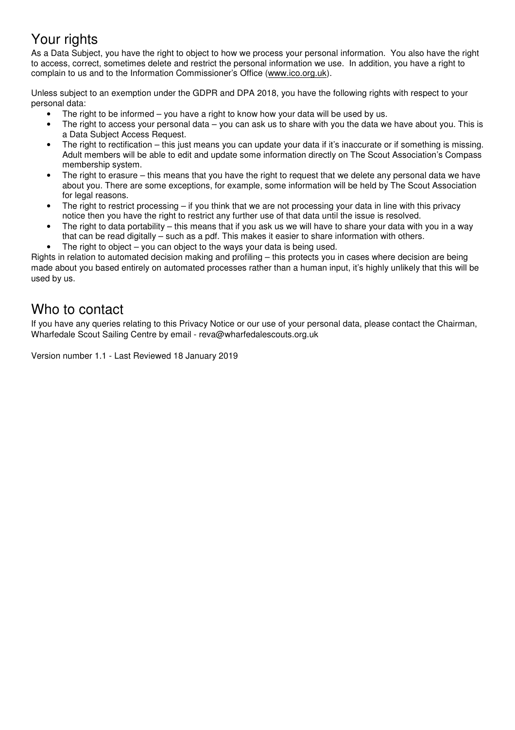## Your rights

As a Data Subject, you have the right to object to how we process your personal information. You also have the right to access, correct, sometimes delete and restrict the personal information we use. In addition, you have a right to complain to us and to the Information Commissioner's Office (www.ico.org.uk).

Unless subject to an exemption under the GDPR and DPA 2018, you have the following rights with respect to your personal data:

- The right to be informed – you have a right to know how your data will be used by us.
- The right to access your personal data – you can ask us to share with you the data we have about you. This is a Data Subject Access Request.
- The right to rectification – this just means you can update your data if it's inaccurate or if something is missing. Adult members will be able to edit and update some information directly on The Scout Association's Compass membership system.
- The right to erasure – this means that you have the right to request that we delete any personal data we have about you. There are some exceptions, for example, some information will be held by The Scout Association for legal reasons.
- The right to restrict processing – if you think that we are not processing your data in line with this privacy notice then you have the right to restrict any further use of that data until the issue is resolved.
- The right to data portability – this means that if you ask us we will have to share your data with you in a way that can be read digitally – such as a pdf. This makes it easier to share information with others.
- The right to object – you can object to the ways your data is being used.

Rights in relation to automated decision making and profiling – this protects you in cases where decision are being made about you based entirely on automated processes rather than a human input, it's highly unlikely that this will be used by us.

## Who to contact

If you have any queries relating to this Privacy Notice or our use of your personal data, please contact the Chairman, Wharfedale Scout Sailing Centre by email - reva@wharfedalescouts.org.uk

Version number 1.1 - Last Reviewed 18 January 2019